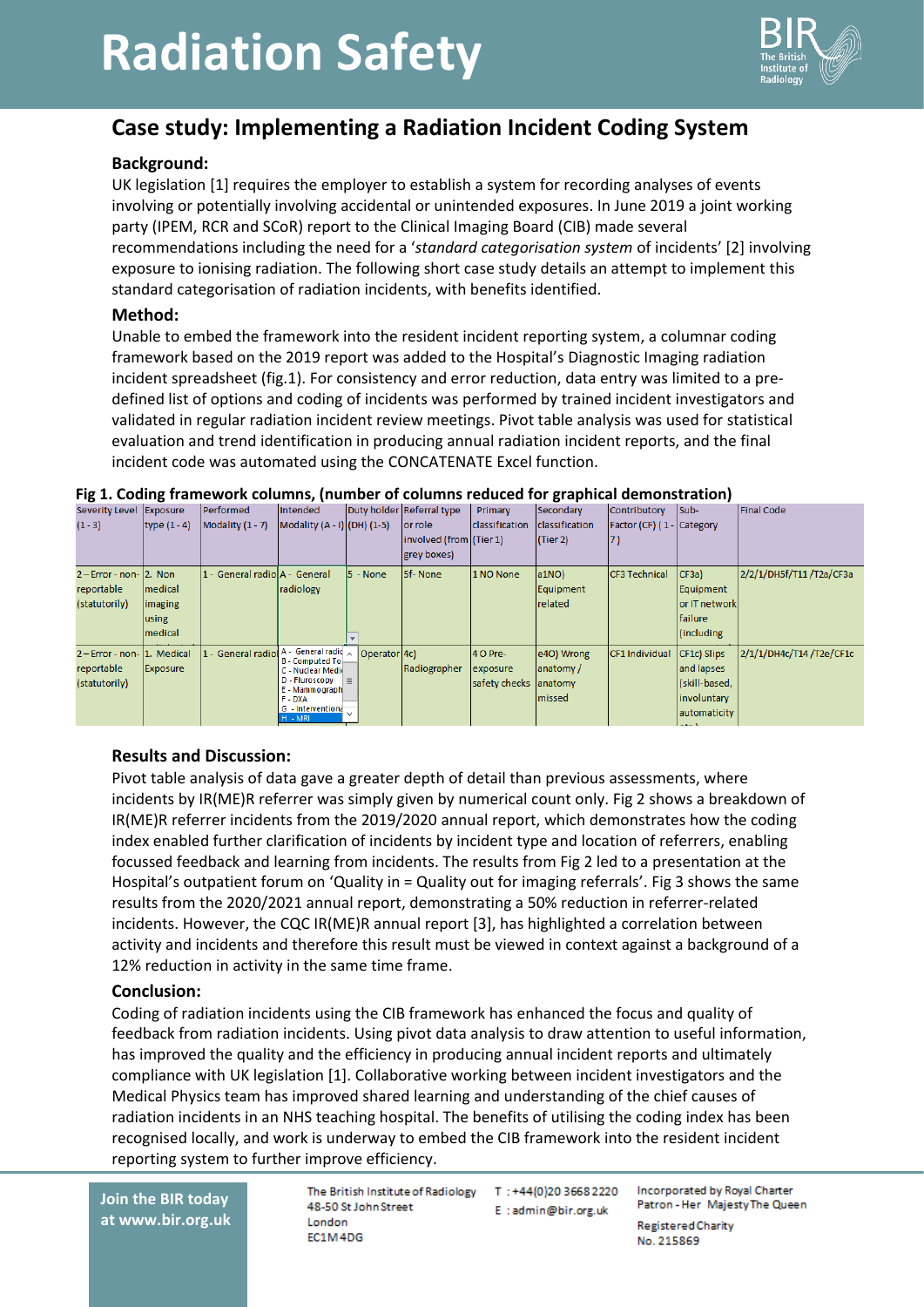# Radiation Safety

## Case study: Implementing a Radiation Incident Coding System

### Background:

UK legislation [1] requires the employer to establish a system for recording analyses of events involving or potentially involving accidental or unintended exposures. In June 2019 a joint working party (IPEM, RCR and SCoR) report to the Clinical Imaging Board (CIB) made several recommendations including the need for a '*standard categorisation system* of incidents' [2] involving exposure to ionising radiation. The following short case study details an attempt to implement this standard categorisation of radiation incidents, with benefits identified.

### Method:

Unable to embed the framework into the resident incident reporting system, a columnar coding framework based on the 2019 report was added to the Hospital's Diagnostic Imaging radiation incident spreadsheet (fig.1). For consistency and error reduction, data entry was limited to a pre-defined list of options and coding of incidents was performed by trained incident investigators and validated in regular radiation incident review meetings. Pivot table analysis was used for statistical evaluation and trend identification in producing annual radiation incident reports, and the final incident code was automated using the CONCATENATE Excel function.

**Fig 1. Coding framework columns, (number of columns reduced for graphical demonstration)**

| Severity Level (1 - 3) | Exposure type (1 - 4) | Performed Modality (1 - 7) | Intended Modality (A - I) | Duty holder (DH) (1-5) | Referral type or role involved (from grey boxes) | Primary classification (Tier 1) | Secondary classification (Tier 2) | Contributory Factor (CF) ( 1 - 7) | Sub-Category | Final Code |
|---|---|---|---|---|---|---|---|---|---|---|
| 2 – Error - non-reportable (statutorily) | 2. Non medical imaging using medical | 1 - General radio | A - General radiology | 5 - None | 5f- None | 1 NO None | a1NO) Equipment related | CF3 Technical | CF3a) Equipment or IT network failure (including | 2/2/1/DH5f/T11 /T2a/CF3a |
| 2 – Error - non-reportable (statutorily) | 1. Medical Exposure | 1 - General radio | A - General radio; B - Computed To; C - Nuclear Medi; D - Fluroscopy; E - Mammograph; F - DXA; G - Interventiona; H - MRI | Operator | 4c) Radiographer | 4 O Pre-exposure safety checks | e4O) Wrong anatomy / anatomy missed | CF1 Individual | CF1c) Slips and lapses (skill-based, involuntary automaticity | 2/1/1/DH4c/T14 /T2e/CF1c |

### Results and Discussion:

Pivot table analysis of data gave a greater depth of detail than previous assessments, where incidents by IR(ME)R referrer was simply given by numerical count only. Fig 2 shows a breakdown of IR(ME)R referrer incidents from the 2019/2020 annual report, which demonstrates how the coding index enabled further clarification of incidents by incident type and location of referrers, enabling focussed feedback and learning from incidents. The results from Fig 2 led to a presentation at the Hospital's outpatient forum on 'Quality in = Quality out for imaging referrals'. Fig 3 shows the same results from the 2020/2021 annual report, demonstrating a 50% reduction in referrer-related incidents. However, the CQC IR(ME)R annual report [3], has highlighted a correlation between activity and incidents and therefore this result must be viewed in context against a background of a 12% reduction in activity in the same time frame.

### Conclusion:

Coding of radiation incidents using the CIB framework has enhanced the focus and quality of feedback from radiation incidents. Using pivot data analysis to draw attention to useful information, has improved the quality and the efficiency in producing annual incident reports and ultimately compliance with UK legislation [1]. Collaborative working between incident investigators and the Medical Physics team has improved shared learning and understanding of the chief causes of radiation incidents in an NHS teaching hospital. The benefits of utilising the coding index has been recognised locally, and work is underway to embed the CIB framework into the resident incident reporting system to further improve efficiency.

**Join the BIR today at www.bir.org.uk**

The British Institute of Radiology
48-50 St John Street
London
EC1M 4DG

T : +44(0)20 3668 2220
E : admin@bir.org.uk

Incorporated by Royal Charter
Patron - Her Majesty The Queen
Registered Charity
No. 215869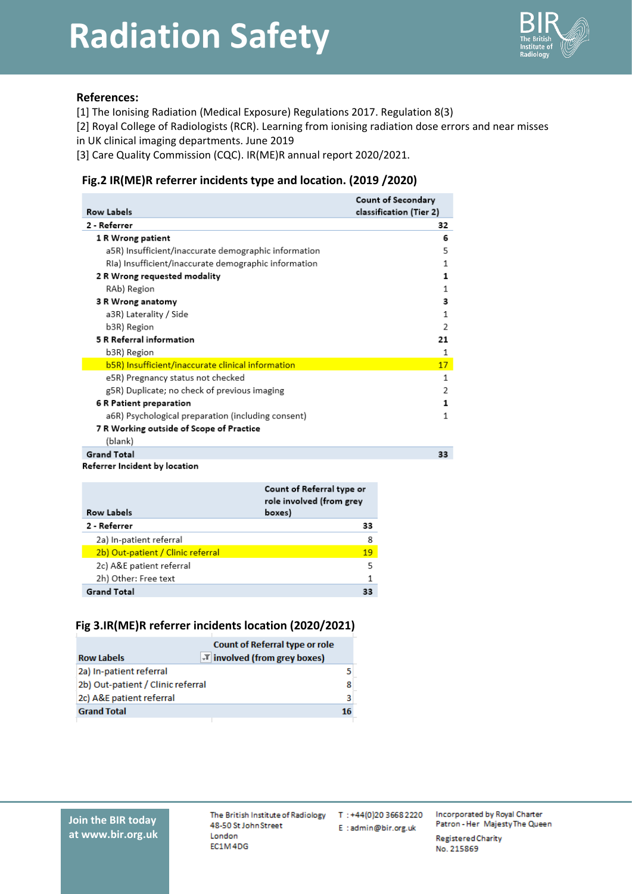**References:**

[1] The Ionising Radiation (Medical Exposure) Regulations 2017. Regulation 8(3)

[2] Royal College of Radiologists (RCR). Learning from ionising radiation dose errors and near misses in UK clinical imaging departments. June 2019

[3] Care Quality Commission (CQC). IR(ME)R annual report 2020/2021.

### Fig.2 IR(ME)R referrer incidents type and location. (2019 /2020)

| Row Labels | Count of Secondary classification (Tier 2) |
|---|---|
| **2 - Referrer** | **32** |
| **1 R Wrong patient** | **6** |
| a5R) Insufficient/inaccurate demographic information | 5 |
| RIa) Insufficient/inaccurate demographic information | 1 |
| **2 R Wrong requested modality** | **1** |
| RAb) Region | 1 |
| **3 R Wrong anatomy** | **3** |
| a3R) Laterality / Side | 1 |
| b3R) Region | 2 |
| **5 R Referral information** | **21** |
| b3R) Region | 1 |
| b5R) Insufficient/inaccurate clinical information | 17 |
| e5R) Pregnancy status not checked | 1 |
| g5R) Duplicate; no check of previous imaging | 2 |
| **6 R Patient preparation** | **1** |
| a6R) Psychological preparation (including consent) | 1 |
| **7 R Working outside of Scope of Practice** | |
| (blank) | |
| **Grand Total** | **33** |

**Referrer Incident by location**

| Row Labels | Count of Referral type or role involved (from grey boxes) |
|---|---|
| **2 - Referrer** | **33** |
| 2a) In-patient referral | 8 |
| 2b) Out-patient / Clinic referral | 19 |
| 2c) A&E patient referral | 5 |
| 2h) Other: Free text | 1 |
| **Grand Total** | **33** |

### Fig 3.IR(ME)R referrer incidents location (2020/2021)

| Row Labels | Count of Referral type or role involved (from grey boxes) |
|---|---|
| 2a) In-patient referral | 5 |
| 2b) Out-patient / Clinic referral | 8 |
| 2c) A&E patient referral | 3 |
| **Grand Total** | **16** |